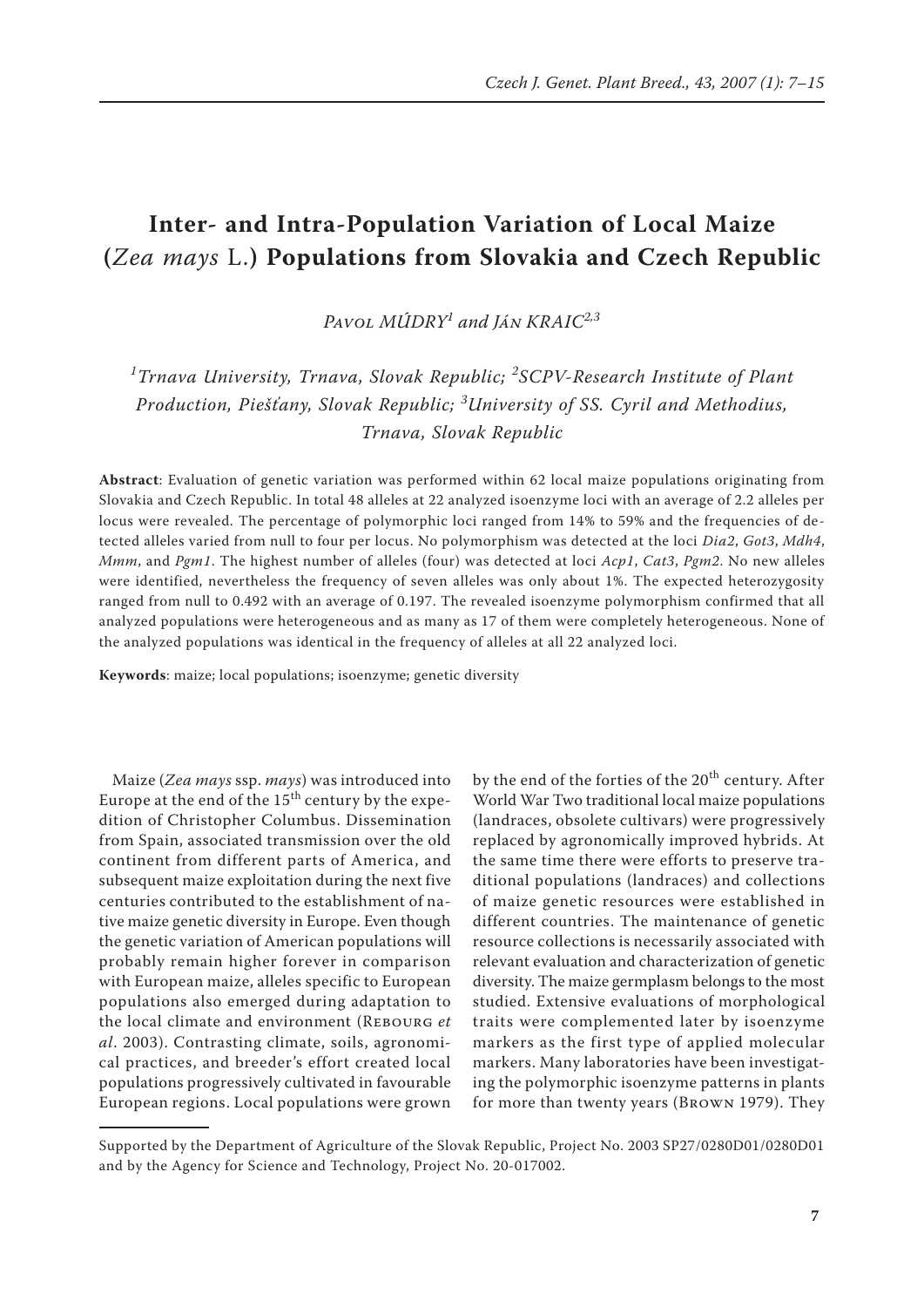# Inter- and Intra-Population Variation of Local Maize (*Zea mays* L.) Populations from Slovakia and Czech Republic

Pavol MÚDRY[1] and Ján KRAIC[2,3]

[1]Trnava University, Trnava, Slovak Republic; [2]SCPV-Research Institute of Plant Production, Piešťany, Slovak Republic; [3]University of SS. Cyril and Methodius, Trnava, Slovak Republic

**Abstract**: Evaluation of genetic variation was performed within 62 local maize populations originating from Slovakia and Czech Republic. In total 48 alleles at 22 analyzed isoenzyme loci with an average of 2.2 alleles per locus were revealed. The percentage of polymorphic loci ranged from 14% to 59% and the frequencies of detected alleles varied from null to four per locus. No polymorphism was detected at the loci *Dia2*, *Got3*, *Mdh4*, *Mmm*, and *Pgm1*. The highest number of alleles (four) was detected at loci *Acp1*, *Cat3*, *Pgm2*. No new alleles were identified, nevertheless the frequency of seven alleles was only about 1%. The expected heterozygosity ranged from null to 0.492 with an average of 0.197. The revealed isoenzyme polymorphism confirmed that all analyzed populations were heterogeneous and as many as 17 of them were completely heterogeneous. None of the analyzed populations was identical in the frequency of alleles at all 22 analyzed loci.

**Keywords**: maize; local populations; isoenzyme; genetic diversity

Maize (*Zea mays* ssp. *mays*) was introduced into Europe at the end of the 15th century by the expedition of Christopher Columbus. Dissemination from Spain, associated transmission over the old continent from different parts of America, and subsequent maize exploitation during the next five centuries contributed to the establishment of native maize genetic diversity in Europe. Even though the genetic variation of American populations will probably remain higher forever in comparison with European maize, alleles specific to European populations also emerged during adaptation to the local climate and environment (Rebourg *et al*. 2003). Contrasting climate, soils, agronomical practices, and breeder's effort created local populations progressively cultivated in favourable European regions. Local populations were grown by the end of the forties of the 20th century. After World War Two traditional local maize populations (landraces, obsolete cultivars) were progressively replaced by agronomically improved hybrids. At the same time there were efforts to preserve traditional populations (landraces) and collections of maize genetic resources were established in different countries. The maintenance of genetic resource collections is necessarily associated with relevant evaluation and characterization of genetic diversity. The maize germplasm belongs to the most studied. Extensive evaluations of morphological traits were complemented later by isoenzyme markers as the first type of applied molecular markers. Many laboratories have been investigating the polymorphic isoenzyme patterns in plants for more than twenty years (Brown 1979). They

Supported by the Department of Agriculture of the Slovak Republic, Project No. 2003 SP27/0280D01/0280D01 and by the Agency for Science and Technology, Project No. 20-017002.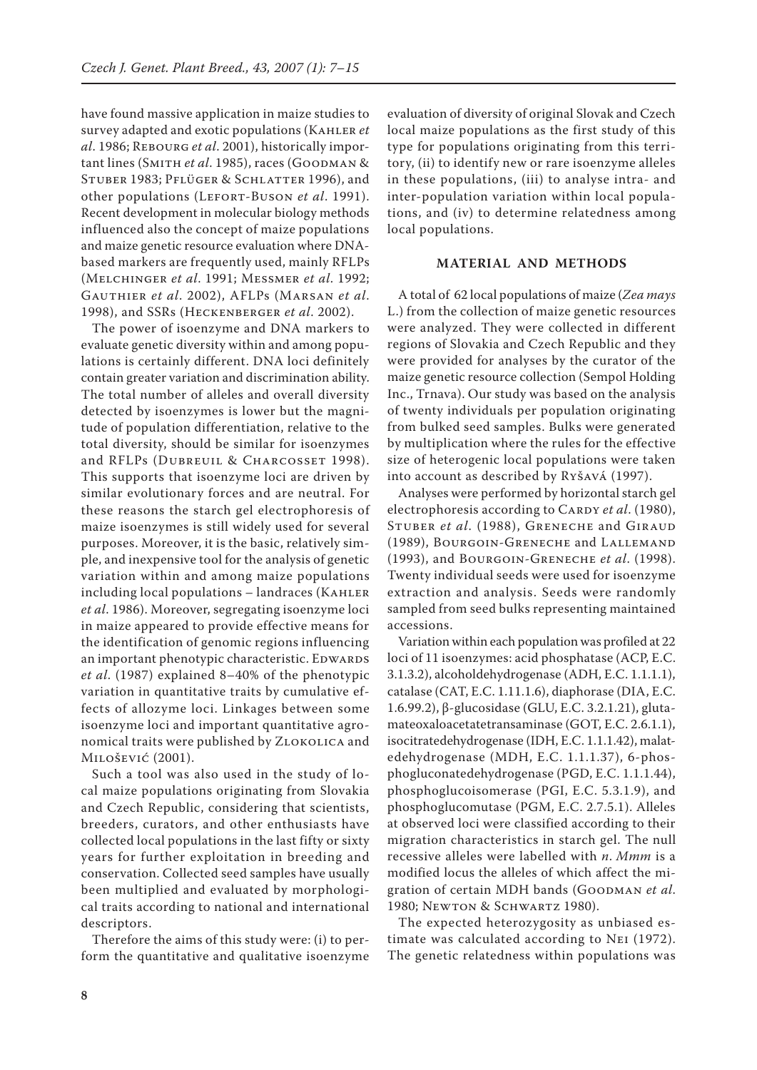have found massive application in maize studies to survey adapted and exotic populations (Kahler *et al*. 1986; Rebourg *et al*. 2001), historically important lines (Smith *et al*. 1985), races (Goodman & Stuber 1983; Pflüger & Schlatter 1996), and other populations (Lefort-Buson *et al*. 1991). Recent development in molecular biology methods influenced also the concept of maize populations and maize genetic resource evaluation where DNA-based markers are frequently used, mainly RFLPs (Melchinger *et al*. 1991; Messmer *et al*. 1992; Gauthier *et al*. 2002), AFLPs (Marsan *et al*. 1998), and SSRs (Heckenberger *et al*. 2002).

The power of isoenzyme and DNA markers to evaluate genetic diversity within and among populations is certainly different. DNA loci definitely contain greater variation and discrimination ability. The total number of alleles and overall diversity detected by isoenzymes is lower but the magnitude of population differentiation, relative to the total diversity, should be similar for isoenzymes and RFLPs (Dubreuil & Charcosset 1998). This supports that isoenzyme loci are driven by similar evolutionary forces and are neutral. For these reasons the starch gel electrophoresis of maize isoenzymes is still widely used for several purposes. Moreover, it is the basic, relatively simple, and inexpensive tool for the analysis of genetic variation within and among maize populations including local populations – landraces (Kahler *et al*. 1986). Moreover, segregating isoenzyme loci in maize appeared to provide effective means for the identification of genomic regions influencing an important phenotypic characteristic. Edwards *et al*. (1987) explained 8–40% of the phenotypic variation in quantitative traits by cumulative effects of allozyme loci. Linkages between some isoenzyme loci and important quantitative agronomical traits were published by Zlokolica and Milošević (2001).

Such a tool was also used in the study of local maize populations originating from Slovakia and Czech Republic, considering that scientists, breeders, curators, and other enthusiasts have collected local populations in the last fifty or sixty years for further exploitation in breeding and conservation. Collected seed samples have usually been multiplied and evaluated by morphological traits according to national and international descriptors.

Therefore the aims of this study were: (i) to perform the quantitative and qualitative isoenzyme evaluation of diversity of original Slovak and Czech local maize populations as the first study of this type for populations originating from this territory, (ii) to identify new or rare isoenzyme alleles in these populations, (iii) to analyse intra- and inter-population variation within local populations, and (iv) to determine relatedness among local populations.

## MATERIAL AND METHODS

A total of 62 local populations of maize (*Zea mays* L.) from the collection of maize genetic resources were analyzed. They were collected in different regions of Slovakia and Czech Republic and they were provided for analyses by the curator of the maize genetic resource collection (Sempol Holding Inc., Trnava). Our study was based on the analysis of twenty individuals per population originating from bulked seed samples. Bulks were generated by multiplication where the rules for the effective size of heterogenic local populations were taken into account as described by Ryšavá (1997).

Analyses were performed by horizontal starch gel electrophoresis according to Cardy *et al*. (1980), Stuber *et al*. (1988), Greneche and Giraud (1989), Bourgoin-Greneche and Lallemand (1993), and Bourgoin-Greneche *et al*. (1998). Twenty individual seeds were used for isoenzyme extraction and analysis. Seeds were randomly sampled from seed bulks representing maintained accessions.

Variation within each population was profiled at 22 loci of 11 isoenzymes: acid phosphatase (ACP, E.C. 3.1.3.2), alcoholdehydrogenase (ADH, E.C. 1.1.1.1), catalase (CAT, E.C. 1.11.1.6), diaphorase (DIA, E.C. 1.6.99.2), β-glucosidase (GLU, E.C. 3.2.1.21), glutamateoxaloacetatetransaminase (GOT, E.C. 2.6.1.1), isocitratedehydrogenase (IDH, E.C. 1.1.1.42), malatedehydrogenase (MDH, E.C. 1.1.1.37), 6-phosphogluconatedehydrogenase (PGD, E.C. 1.1.1.44), phosphoglucoisomerase (PGI, E.C. 5.3.1.9), and phosphoglucomutase (PGM, E.C. 2.7.5.1). Alleles at observed loci were classified according to their migration characteristics in starch gel. The null recessive alleles were labelled with *n*. *Mmm* is a modified locus the alleles of which affect the migration of certain MDH bands (Goodman *et al*. 1980; Newton & Schwartz 1980).

The expected heterozygosity as unbiased estimate was calculated according to Nei (1972). The genetic relatedness within populations was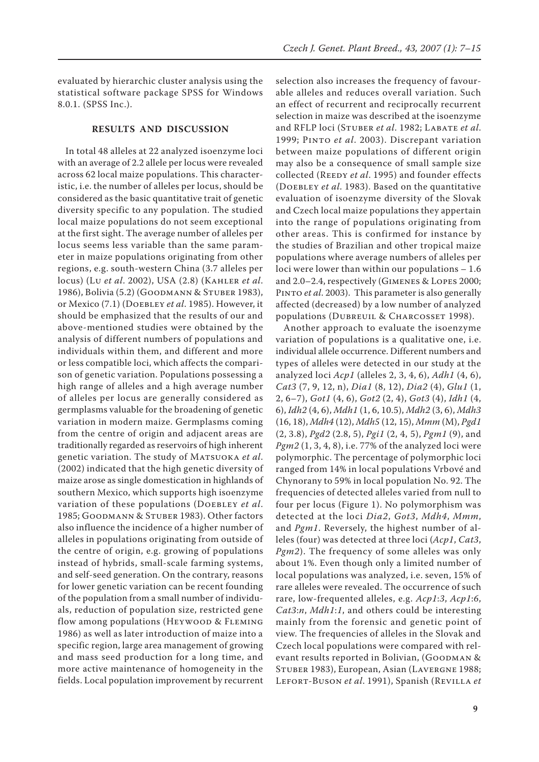evaluated by hierarchic cluster analysis using the statistical software package SPSS for Windows 8.0.1. (SPSS Inc.).

## RESULTS AND DISCUSSION

In total 48 alleles at 22 analyzed isoenzyme loci with an average of 2.2 allele per locus were revealed across 62 local maize populations. This characteristic, i.e. the number of alleles per locus, should be considered as the basic quantitative trait of genetic diversity specific to any population. The studied local maize populations do not seem exceptional at the first sight. The average number of alleles per locus seems less variable than the same parameter in maize populations originating from other regions, e.g. south-western China (3.7 alleles per locus) (Lu *et al*. 2002), USA (2.8) (Kahler *et al*. 1986), Bolivia (5.2) (Goodmann & Stuber 1983), or Mexico (7.1) (Doebley *et al*. 1985). However, it should be emphasized that the results of our and above-mentioned studies were obtained by the analysis of different numbers of populations and individuals within them, and different and more or less compatible loci, which affects the comparison of genetic variation. Populations possessing a high range of alleles and a high average number of alleles per locus are generally considered as germplasms valuable for the broadening of genetic variation in modern maize. Germplasms coming from the centre of origin and adjacent areas are traditionally regarded as reservoirs of high inherent genetic variation. The study of Matsuoka *et al*. (2002) indicated that the high genetic diversity of maize arose as single domestication in highlands of southern Mexico, which supports high isoenzyme variation of these populations (Doebley *et al*. 1985; Goodmann & Stuber 1983). Other factors also influence the incidence of a higher number of alleles in populations originating from outside of the centre of origin, e.g. growing of populations instead of hybrids, small-scale farming systems, and self-seed generation. On the contrary, reasons for lower genetic variation can be recent founding of the population from a small number of individuals, reduction of population size, restricted gene flow among populations (Heywood & Fleming 1986) as well as later introduction of maize into a specific region, large area management of growing and mass seed production for a long time, and more active maintenance of homogeneity in the fields. Local population improvement by recurrent selection also increases the frequency of favourable alleles and reduces overall variation. Such an effect of recurrent and reciprocally recurrent selection in maize was described at the isoenzyme and RFLP loci (Stuber *et al*. 1982; Labate *et al*. 1999; Pinto *et al*. 2003). Discrepant variation between maize populations of different origin may also be a consequence of small sample size collected (Reedy *et al*. 1995) and founder effects (Doebley *et al*. 1983). Based on the quantitative evaluation of isoenzyme diversity of the Slovak and Czech local maize populations they appertain into the range of populations originating from other areas. This is confirmed for instance by the studies of Brazilian and other tropical maize populations where average numbers of alleles per loci were lower than within our populations – 1.6 and 2.0–2.4, respectively (Gimenes & Lopes 2000; Pinto *et al*. 2003). This parameter is also generally affected (decreased) by a low number of analyzed populations (Dubreuil & Charcosset 1998).

Another approach to evaluate the isoenzyme variation of populations is a qualitative one, i.e. individual allele occurrence. Different numbers and types of alleles were detected in our study at the analyzed loci *Acp1* (alleles 2, 3, 4, 6), *Adh1* (4, 6), *Cat3* (7, 9, 12, n), *Dia1* (8, 12), *Dia2* (4), *Glu1* (1, 2, 6–7), *Got1* (4, 6), *Got2* (2, 4), *Got3* (4), *Idh1* (4, 6), *Idh2* (4, 6), *Mdh1* (1, 6, 10.5), *Mdh2* (3, 6), *Mdh3* (16, 18), *Mdh4* (12), *Mdh5* (12, 15), *Mmm* (M), *Pgd1* (2, 3.8), *Pgd2* (2.8, 5), *Pgi1* (2, 4, 5), *Pgm1* (9), and *Pgm2* (1, 3, 4, 8), i.e. 77% of the analyzed loci were polymorphic. The percentage of polymorphic loci ranged from 14% in local populations Vrbové and Chynorany to 59% in local population No. 92. The frequencies of detected alleles varied from null to four per locus (Figure 1). No polymorphism was detected at the loci *Dia2*, *Got3*, *Mdh4*, *Mmm*, and *Pgm1*. Reversely, the highest number of alleles (four) was detected at three loci (*Acp1*, *Cat3*, *Pgm2*). The frequency of some alleles was only about 1%. Even though only a limited number of local populations was analyzed, i.e. seven, 15% of rare alleles were revealed. The occurrence of such rare, low-frequented alleles, e.g. *Acp1*:*3*, *Acp1*:*6*, *Cat3*:*n*, *Mdh1*:*1*, and others could be interesting mainly from the forensic and genetic point of view. The frequencies of alleles in the Slovak and Czech local populations were compared with relevant results reported in Bolivian, (Goodman & Stuber 1983), European, Asian (Lavergne 1988; Lefort-Buson *et al*. 1991), Spanish (Revilla *et*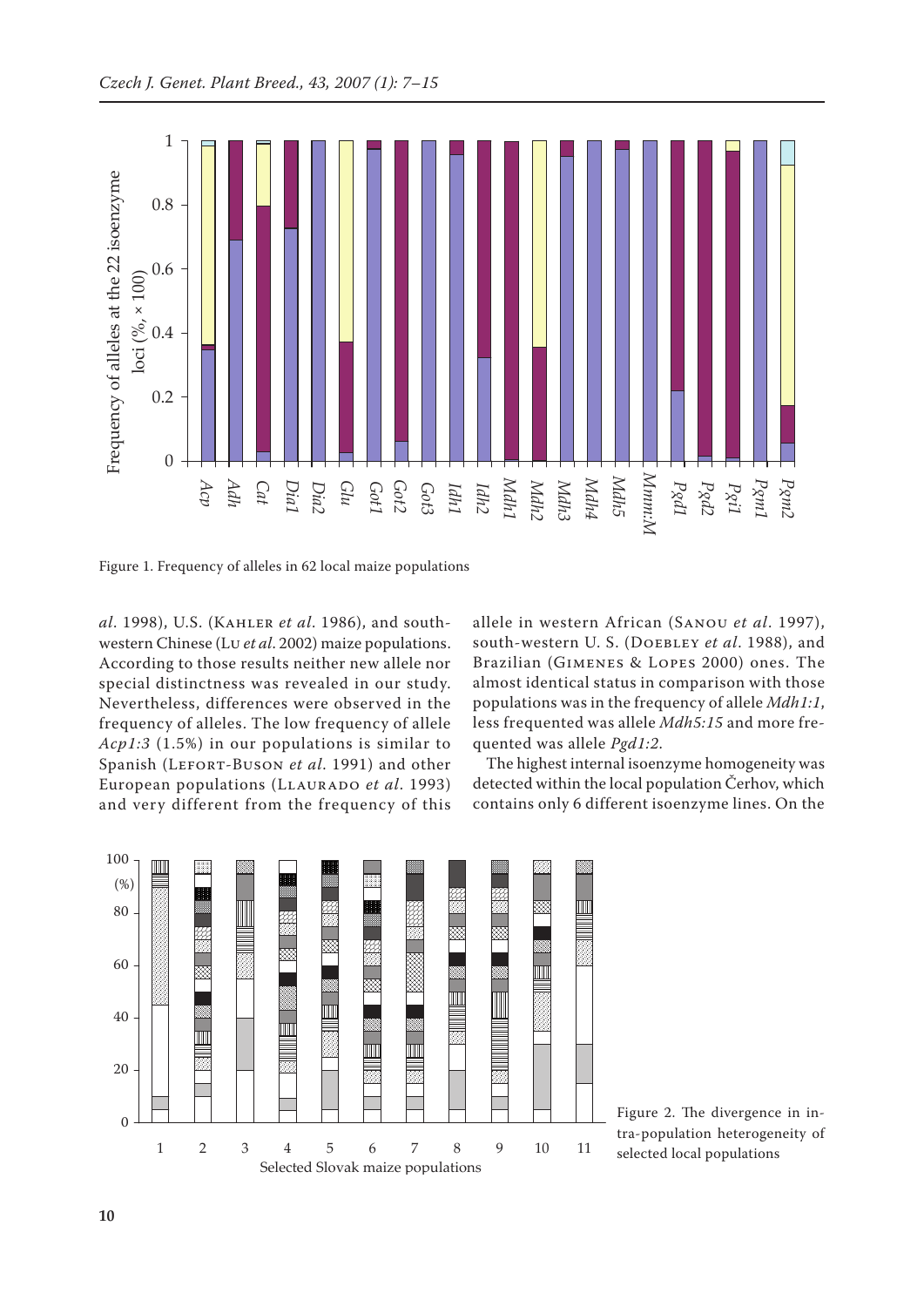Figure 1. Frequency of alleles in 62 local maize populations

*al*. 1998), U.S. (Kahler *et al*. 1986), and south-western Chinese (Lu *et al*. 2002) maize populations. According to those results neither new allele nor special distinctness was revealed in our study. Nevertheless, differences were observed in the frequency of alleles. The low frequency of allele *Acp1:3* (1.5%) in our populations is similar to Spanish (Lefort-Buson *et al*. 1991) and other European populations (Llaurado *et al*. 1993) and very different from the frequency of this allele in western African (Sanou *et al*. 1997), south-western U. S. (Doebley *et al*. 1988), and Brazilian (Gimenes & Lopes 2000) ones. The almost identical status in comparison with those populations was in the frequency of allele *Mdh1:1*, less frequented was allele *Mdh5:15* and more frequented was allele *Pgd1:2*.

The highest internal isoenzyme homogeneity was detected within the local population Čerhov, which contains only 6 different isoenzyme lines. On the

Figure 2. The divergence in intra-population heterogeneity of selected local populations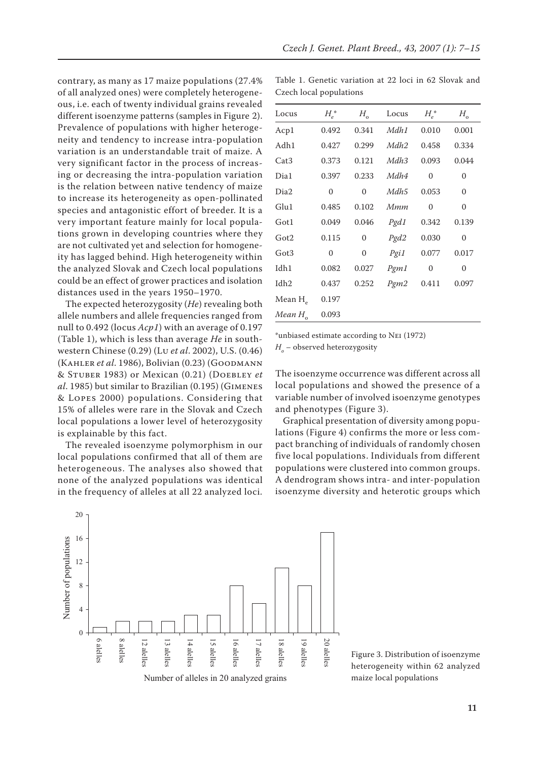contrary, as many as 17 maize populations (27.4% of all analyzed ones) were completely heterogeneous, i.e. each of twenty individual grains revealed different isoenzyme patterns (samples in Figure 2). Prevalence of populations with higher heterogeneity and tendency to increase intra-population variation is an understandable trait of maize. A very significant factor in the process of increasing or decreasing the intra-population variation is the relation between native tendency of maize to increase its heterogeneity as open-pollinated species and antagonistic effort of breeder. It is a very important feature mainly for local populations grown in developing countries where they are not cultivated yet and selection for homogeneity has lagged behind. High heterogeneity within the analyzed Slovak and Czech local populations could be an effect of grower practices and isolation distances used in the years 1950–1970.

The expected heterozygosity (*He*) revealing both allele numbers and allele frequencies ranged from null to 0.492 (locus *Acp1*) with an average of 0.197 (Table 1), which is less than average *He* in southwestern Chinese (0.29) (Lu *et al*. 2002), U.S. (0.46) (Kahler *et al*. 1986), Bolivian (0.23) (Goodmann & Stuber 1983) or Mexican (0.21) (Doebley *et al*. 1985) but similar to Brazilian (0.195) (Gimenes & Lopes 2000) populations. Considering that 15% of alleles were rare in the Slovak and Czech local populations a lower level of heterozygosity is explainable by this fact.

The revealed isoenzyme polymorphism in our local populations confirmed that all of them are heterogeneous. The analyses also showed that none of the analyzed populations was identical in the frequency of alleles at all 22 analyzed loci.

Table 1. Genetic variation at 22 loci in 62 Slovak and Czech local populations

| Locus | $H_e$* | $H_o$ | Locus | $H_e$* | $H_o$ |
|---|---|---|---|---|---|
| Acp1 | 0.492 | 0.341 | *Mdh1* | 0.010 | 0.001 |
| Adh1 | 0.427 | 0.299 | *Mdh2* | 0.458 | 0.334 |
| Cat3 | 0.373 | 0.121 | *Mdh3* | 0.093 | 0.044 |
| Dia1 | 0.397 | 0.233 | *Mdh4* | 0 | 0 |
| Dia2 | 0 | 0 | *Mdh5* | 0.053 | 0 |
| Glu1 | 0.485 | 0.102 | *Mmm* | 0 | 0 |
| Got1 | 0.049 | 0.046 | *Pgd1* | 0.342 | 0.139 |
| Got2 | 0.115 | 0 | *Pgd2* | 0.030 | 0 |
| Got3 | 0 | 0 | *Pgi1* | 0.077 | 0.017 |
| Idh1 | 0.082 | 0.027 | *Pgm1* | 0 | 0 |
| Idh2 | 0.437 | 0.252 | *Pgm2* | 0.411 | 0.097 |
| Mean $H_e$ | 0.197 | | | | |
| *Mean* $H_o$ | 0.093 | | | | |

*unbiased estimate according to Nei (1972)
$H_o$ – observed heterozygosity

The isoenzyme occurrence was different across all local populations and showed the presence of a variable number of involved isoenzyme genotypes and phenotypes (Figure 3).

Graphical presentation of diversity among populations (Figure 4) confirms the more or less compact branching of individuals of randomly chosen five local populations. Individuals from different populations were clustered into common groups. A dendrogram shows intra- and inter-population isoenzyme diversity and heterotic groups which

Figure 3. Distribution of isoenzyme heterogeneity within 62 analyzed maize local populations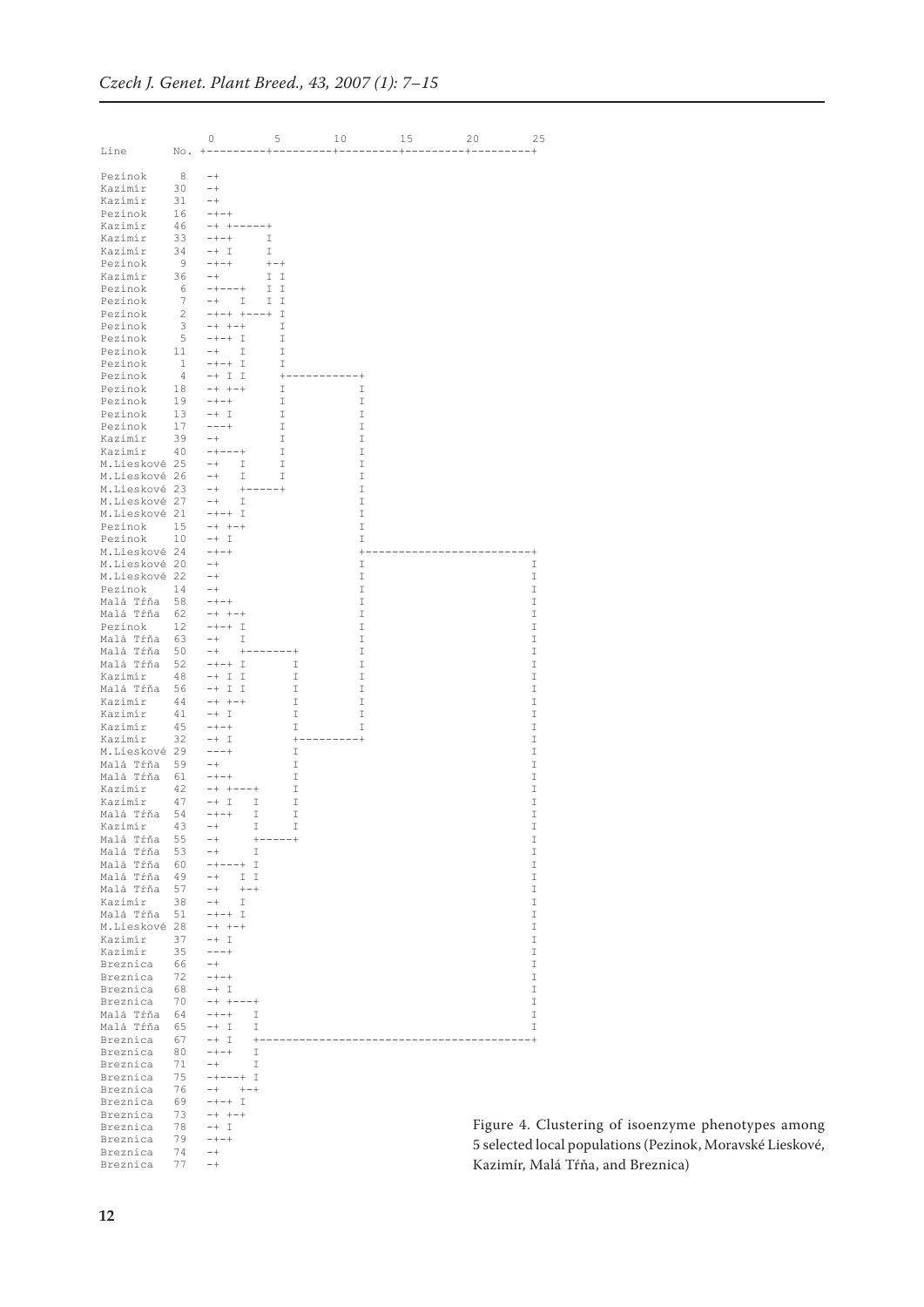```
              0         5        10        15        20        25
Line       No. +---------+---------+---------+---------+---------+

Pezinok      8   -+
Kazimír     30   -+
Kazimír     31   -+
Pezinok     16   -+-+
Kazimír     46   -+ +-----+
Kazimír     33   -+-+     I
Kazimír     34   -+ I     I
Pezinok      9   -+-+     +-+
Kazimír     36   -+       I I
Pezinok      6   -+---+   I I
Pezinok      7   -+   I   I I
Pezinok      2   -+-+ +---+ I
Pezinok      3   -+ +-+     I
Pezinok      5   -+-+ I     I
Pezinok     11   -+   I     I
Pezinok      1   -+-+ I     I
Pezinok      4   -+ I I     +-----------+
Pezinok     18   -+ +-+     I           I
Pezinok     19   -+-+       I           I
Pezinok     13   -+ I       I           I
Pezinok     17   ---+       I           I
Kazimír     39   -+         I           I
Kazimír     40   -+---+     I           I
M.Lieskové 25    -+   I     I           I
M.Lieskové 26    -+   I     I           I
M.Lieskové 23    -+   +-----+           I
M.Lieskové 27    -+   I                 I
M.Lieskové 21    -+-+ I                 I
Pezinok     15   -+ +-+                 I
Pezinok     10   -+ I                   I
M.Lieskové 24    -+-+                   +-------------------------+
M.Lieskové 20    -+                     I                         I
M.Lieskové 22    -+                     I                         I
Pezinok     14   -+                     I                         I
Malá Tŕňa   58   -+-+                   I                         I
Malá Tŕňa   62   -+ +-+                 I                         I
Pezinok     12   -+-+ I                 I                         I
Malá Tŕňa   63   -+   I                 I                         I
Malá Tŕňa   50   -+   +-------+         I                         I
Malá Tŕňa   52   -+-+ I       I         I                         I
Kazimír     48   -+ I I       I         I                         I
Malá Tŕňa   56   -+ I I       I         I                         I
Kazimír     44   -+ +-+       I         I                         I
Kazimír     41   -+ I         I         I                         I
Kazimír     45   -+-+         I         I                         I
Kazimír     32   -+ I         +---------+                         I
M.Lieskové 29    ---+         I                                   I
Malá Tŕňa   59   -+           I                                   I
Malá Tŕňa   61   -+-+         I                                   I
Kazimír     42   -+ +---+     I                                   I
Kazimír     47   -+ I   I     I                                   I
Malá Tŕňa   54   -+-+   I     I                                   I
Kazimír     43   -+     I     I                                   I
Malá Tŕňa   55   -+     +-----+                                   I
Malá Tŕňa   53   -+     I                                         I
Malá Tŕňa   60   -+---+ I                                         I
Malá Tŕňa   49   -+   I I                                         I
Malá Tŕňa   57   -+   +-+                                         I
Kazimír     38   -+   I                                           I
Malá Tŕňa   51   -+-+ I                                           I
M.Lieskové 28    -+ +-+                                           I
Kazimír     37   -+ I                                             I
Kazimír     35   ---+                                             I
Breznica    66   -+                                               I
Breznica    72   -+-+                                             I
Breznica    68   -+ I                                             I
Breznica    70   -+ +---+                                         I
Malá Tŕňa   64   -+-+   I                                         I
Malá Tŕňa   65   -+ I   I                                         I
Breznica    67   -+ I   +-----------------------------------------+
Breznica    80   -+-+   I
Breznica    71   -+     I
Breznica    75   -+---+ I
Breznica    76   -+   +-+
Breznica    69   -+-+ I
Breznica    73   -+ +-+
Breznica    78   -+ I
Breznica    79   -+-+
Breznica    74   -+
Breznica    77   -+
```

Figure 4. Clustering of isoenzyme phenotypes among 5 selected local populations (Pezinok, Moravské Lieskové, Kazimír, Malá Tŕňa, and Breznica)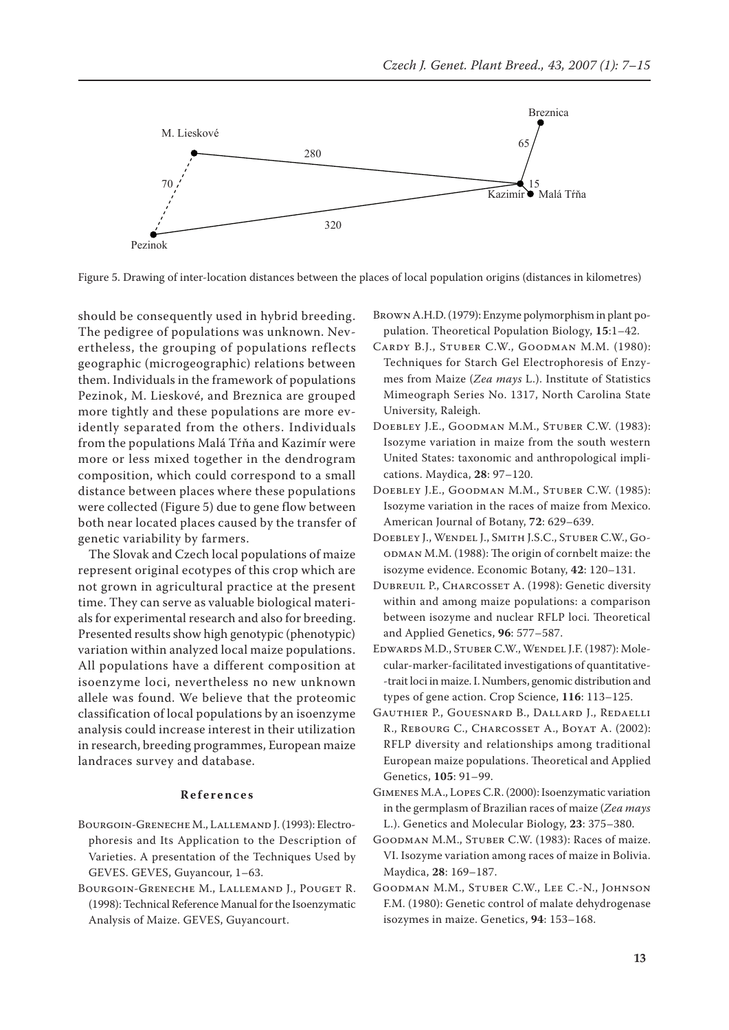Figure 5. Drawing of inter-location distances between the places of local population origins (distances in kilometres)

should be consequently used in hybrid breeding. The pedigree of populations was unknown. Nevertheless, the grouping of populations reflects geographic (microgeographic) relations between them. Individuals in the framework of populations Pezinok, M. Lieskové, and Breznica are grouped more tightly and these populations are more evidently separated from the others. Individuals from the populations Malá Tŕňa and Kazimír were more or less mixed together in the dendrogram composition, which could correspond to a small distance between places where these populations were collected (Figure 5) due to gene flow between both near located places caused by the transfer of genetic variability by farmers.

The Slovak and Czech local populations of maize represent original ecotypes of this crop which are not grown in agricultural practice at the present time. They can serve as valuable biological materials for experimental research and also for breeding. Presented results show high genotypic (phenotypic) variation within analyzed local maize populations. All populations have a different composition at isoenzyme loci, nevertheless no new unknown allele was found. We believe that the proteomic classification of local populations by an isoenzyme analysis could increase interest in their utilization in research, breeding programmes, European maize landraces survey and database.

## References

Bourgoin-Greneche M., Lallemand J. (1993): Electrophoresis and Its Application to the Description of Varieties. A presentation of the Techniques Used by GEVES. GEVES, Guyancour, 1–63.

Bourgoin-Greneche M., Lallemand J., Pouget R. (1998): Technical Reference Manual for the Isoenzymatic Analysis of Maize. GEVES, Guyancourt.

Brown A.H.D. (1979): Enzyme polymorphism in plant population. Theoretical Population Biology, **15**:1–42.

Cardy B.J., Stuber C.W., Goodman M.M. (1980): Techniques for Starch Gel Electrophoresis of Enzymes from Maize (*Zea mays* L.). Institute of Statistics Mimeograph Series No. 1317, North Carolina State University, Raleigh.

Doebley J.E., Goodman M.M., Stuber C.W. (1983): Isozyme variation in maize from the south western United States: taxonomic and anthropological implications. Maydica, **28**: 97–120.

Doebley J.E., Goodman M.M., Stuber C.W. (1985): Isozyme variation in the races of maize from Mexico. American Journal of Botany, **72**: 629–639.

Doebley J., Wendel J., Smith J.S.C., Stuber C.W., Goodman M.M. (1988): The origin of cornbelt maize: the isozyme evidence. Economic Botany, **42**: 120–131.

Dubreuil P., Charcosset A. (1998): Genetic diversity within and among maize populations: a comparison between isozyme and nuclear RFLP loci. Theoretical and Applied Genetics, **96**: 577–587.

Edwards M.D., Stuber C.W., Wendel J.F. (1987): Molecular-marker-facilitated investigations of quantitative-trait loci in maize. I. Numbers, genomic distribution and types of gene action. Crop Science, **116**: 113–125.

Gauthier P., Gouesnard B., Dallard J., Redaelli R., Rebourg C., Charcosset A., Boyat A. (2002): RFLP diversity and relationships among traditional European maize populations. Theoretical and Applied Genetics, **105**: 91–99.

Gimenes M.A., Lopes C.R. (2000): Isoenzymatic variation in the germplasm of Brazilian races of maize (*Zea mays* L.). Genetics and Molecular Biology, **23**: 375–380.

Goodman M.M., Stuber C.W. (1983): Races of maize. VI. Isozyme variation among races of maize in Bolivia. Maydica, **28**: 169–187.

Goodman M.M., Stuber C.W., Lee C.-N., Johnson F.M. (1980): Genetic control of malate dehydrogenase isozymes in maize. Genetics, **94**: 153–168.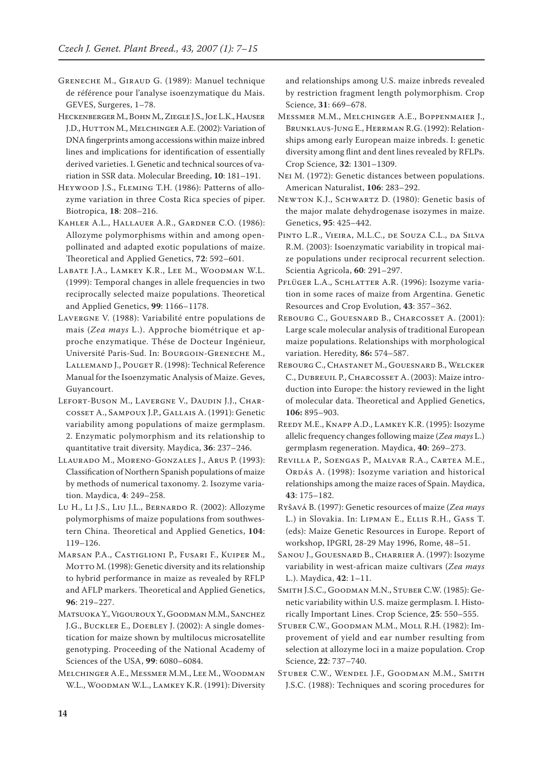Greneche M., Giraud G. (1989): Manuel technique de référence pour l'analyse isoenzymatique du Mais. GEVES, Surgeres, 1–78.

Heckenberger M., Bohn M., Ziegle J.S., Joe L.K., Hauser J.D., Hutton M., Melchinger A.E. (2002): Variation of DNA fingerprints among accessions within maize inbred lines and implications for identification of essentially derived varieties. I. Genetic and technical sources of variation in SSR data. Molecular Breeding, **10**: 181–191.

Heywood J.S., Fleming T.H. (1986): Patterns of allozyme variation in three Costa Rica species of piper. Biotropica, **18**: 208–216.

Kahler A.L., Hallauer A.R., Gardner C.O. (1986): Allozyme polymorphisms within and among open-pollinated and adapted exotic populations of maize. Theoretical and Applied Genetics, **72**: 592–601.

Labate J.A., Lamkey K.R., Lee M., Woodman W.L. (1999): Temporal changes in allele frequencies in two reciprocally selected maize populations. Theoretical and Applied Genetics, **99**: 1166–1178.

Lavergne V. (1988): Variabilité entre populations de mais (*Zea mays* L.). Approche biométrique et approche enzymatique. Thése de Docteur Ingénieur, Université Paris-Sud. In: Bourgoin-Greneche M., Lallemand J., Pouget R. (1998): Technical Reference Manual for the Isoenzymatic Analysis of Maize. Geves, Guyancourt.

Lefort-Buson M., Lavergne V., Daudin J.J., Charcosset A., Sampoux J.P., Gallais A. (1991): Genetic variability among populations of maize germplasm. 2. Enzymatic polymorphism and its relationship to quantitative trait diversity. Maydica, **36**: 237–246.

Llaurado M., Moreno-Gonzales J., Arus P. (1993): Classification of Northern Spanish populations of maize by methods of numerical taxonomy. 2. Isozyme variation. Maydica, **4**: 249–258.

Lu H., Li J.S., Liu J.L., Bernardo R. (2002): Allozyme polymorphisms of maize populations from southwestern China. Theoretical and Applied Genetics, **104**: 119–126.

Marsan P.A., Castiglioni P., Fusari F., Kuiper M., Motto M. (1998): Genetic diversity and its relationship to hybrid performance in maize as revealed by RFLP and AFLP markers. Theoretical and Applied Genetics, **96**: 219–227.

Matsuoka Y., Vigouroux Y., Goodman M.M., Sanchez J.G., Buckler E., Doebley J. (2002): A single domestication for maize shown by multilocus microsatellite genotyping. Proceeding of the National Academy of Sciences of the USA, **99**: 6080–6084.

Melchinger A.E., Messmer M.M., Lee M., Woodman W.L., Woodman W.L., Lamkey K.R. (1991): Diversity and relationships among U.S. maize inbreds revealed by restriction fragment length polymorphism. Crop Science, **31**: 669–678.

Messmer M.M., Melchinger A.E., Boppenmaier J., Brunklaus-Jung E., Herrman R.G. (1992): Relationships among early European maize inbreds. I: genetic diversity among flint and dent lines revealed by RFLPs. Crop Science, **32**: 1301–1309.

Nei M. (1972): Genetic distances between populations. American Naturalist, **106**: 283–292.

Newton K.J., Schwartz D. (1980): Genetic basis of the major malate dehydrogenase isozymes in maize. Genetics, **95**: 425–442.

Pinto L.R., Vieira, M.L.C., de Souza C.L., da Silva R.M. (2003): Isoenzymatic variability in tropical maize populations under reciprocal recurrent selection. Scientia Agricola, **60**: 291–297.

Plüger L.A., Schlatter A.R. (1996): Isozyme variation in some races of maize from Argentina. Genetic Resources and Crop Evolution, **43**: 357–362.

Rebourg C., Gouesnard B., Charcosset A. (2001): Large scale molecular analysis of traditional European maize populations. Relationships with morphological variation. Heredity, **86:** 574–587.

Rebourg C., Chastanet M., Gouesnard B., Welcker C., Dubreuil P., Charcosset A. (2003): Maize introduction into Europe: the history reviewed in the light of molecular data. Theoretical and Applied Genetics, **106:** 895–903.

Reedy M.E., Knapp A.D., Lamkey K.R. (1995): Isozyme allelic frequency changes following maize (*Zea mays* L.) germplasm regeneration. Maydica, **40**: 269–273.

Revilla P., Soengas P., Malvar R.A., Cartea M.E., Ordás A. (1998): Isozyme variation and historical relationships among the maize races of Spain. Maydica, **43**: 175–182.

Ryšavá B. (1997): Genetic resources of maize (*Zea mays* L.) in Slovakia. In: Lipman E., Ellis R.H., Gass T. (eds): Maize Genetic Resources in Europe. Report of workshop, IPGRI, 28-29 May 1996, Rome, 48–51.

Sanou J., Gouesnard B., Charrier A. (1997): Isozyme variability in west-african maize cultivars (*Zea mays* L.). Maydica, **42**: 1–11.

Smith J.S.C., Goodman M.N., Stuber C.W. (1985): Genetic variability within U.S. maize germplasm. I. Historically Important Lines. Crop Science, **25**: 550–555.

Stuber C.W., Goodman M.M., Moll R.H. (1982): Improvement of yield and ear number resulting from selection at allozyme loci in a maize population. Crop Science, **22**: 737–740.

Stuber C.W., Wendel J.F., Goodman M.M., Smith J.S.C. (1988): Techniques and scoring procedures for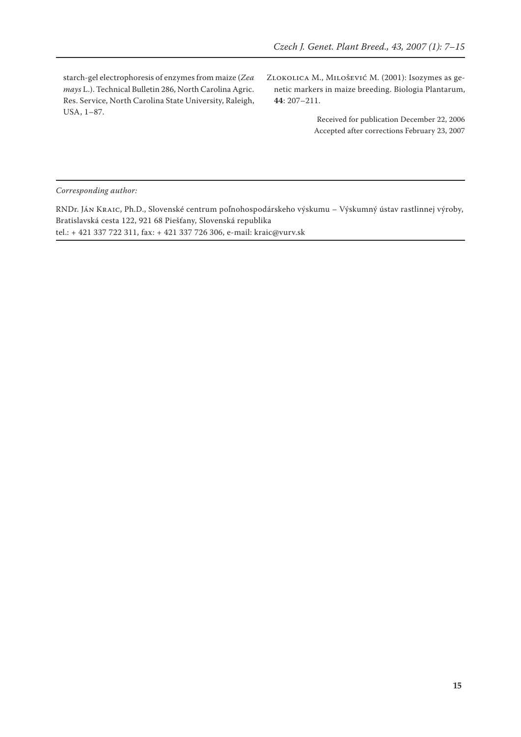starch-gel electrophoresis of enzymes from maize (*Zea mays* L.). Technical Bulletin 286, North Carolina Agric. Res. Service, North Carolina State University, Raleigh, USA, 1–87.

Zlokolica M., Milošević M. (2001): Isozymes as genetic markers in maize breeding. Biologia Plantarum, **44**: 207–211.

Received for publication December 22, 2006
Accepted after corrections February 23, 2007

*Corresponding author:*

RNDr. Ján Kraic, Ph.D., Slovenské centrum poľnohospodárskeho výskumu – Výskumný ústav rastlinnej výroby, Bratislavská cesta 122, 921 68 Piešťany, Slovenská republika
tel.: + 421 337 722 311, fax: + 421 337 726 306, e-mail: kraic@vurv.sk